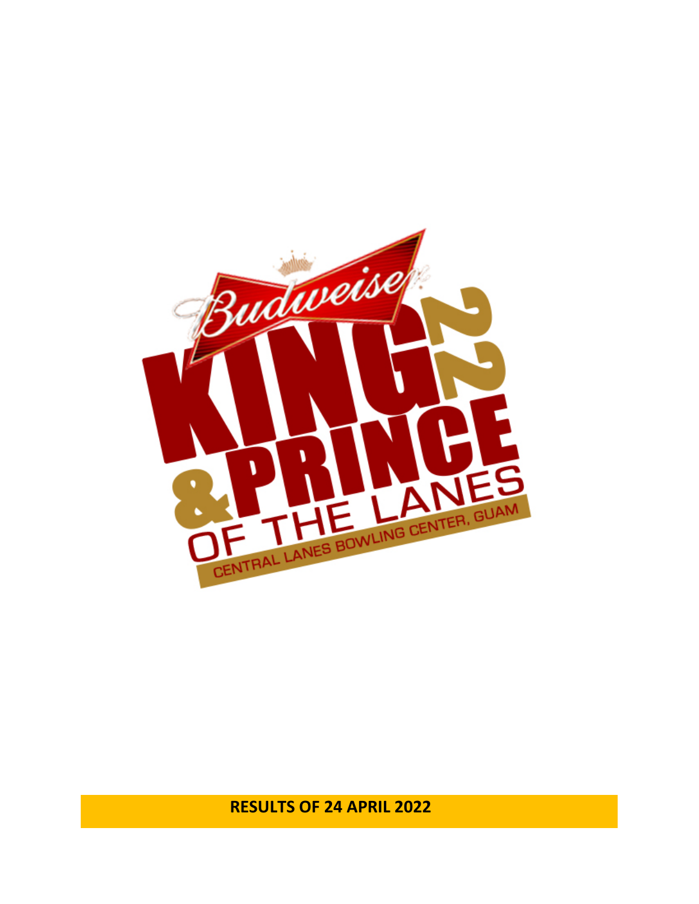Budweiser

# KING 22 & PRINCE OF THE LANES

CENTRAL LANES BOWLING CENTER, GUAM

**RESULTS OF 24 APRIL 2022**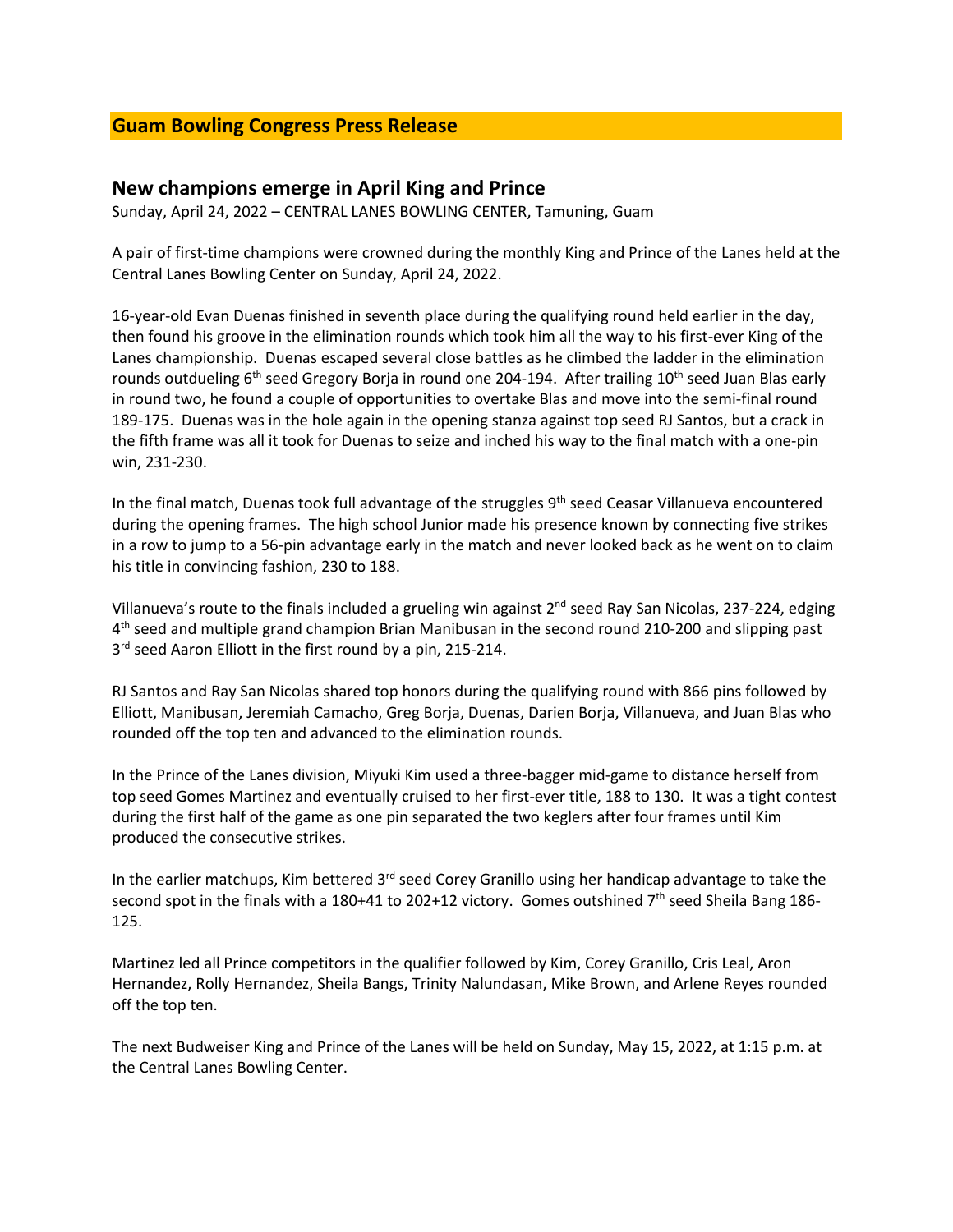## Guam Bowling Congress Press Release

### New champions emerge in April King and Prince

Sunday, April 24, 2022 – CENTRAL LANES BOWLING CENTER, Tamuning, Guam

A pair of first-time champions were crowned during the monthly King and Prince of the Lanes held at the Central Lanes Bowling Center on Sunday, April 24, 2022.

16-year-old Evan Duenas finished in seventh place during the qualifying round held earlier in the day, then found his groove in the elimination rounds which took him all the way to his first-ever King of the Lanes championship. Duenas escaped several close battles as he climbed the ladder in the elimination rounds outdueling 6th seed Gregory Borja in round one 204-194. After trailing 10th seed Juan Blas early in round two, he found a couple of opportunities to overtake Blas and move into the semi-final round 189-175. Duenas was in the hole again in the opening stanza against top seed RJ Santos, but a crack in the fifth frame was all it took for Duenas to seize and inched his way to the final match with a one-pin win, 231-230.

In the final match, Duenas took full advantage of the struggles 9th seed Ceasar Villanueva encountered during the opening frames. The high school Junior made his presence known by connecting five strikes in a row to jump to a 56-pin advantage early in the match and never looked back as he went on to claim his title in convincing fashion, 230 to 188.

Villanueva's route to the finals included a grueling win against 2nd seed Ray San Nicolas, 237-224, edging 4th seed and multiple grand champion Brian Manibusan in the second round 210-200 and slipping past 3rd seed Aaron Elliott in the first round by a pin, 215-214.

RJ Santos and Ray San Nicolas shared top honors during the qualifying round with 866 pins followed by Elliott, Manibusan, Jeremiah Camacho, Greg Borja, Duenas, Darien Borja, Villanueva, and Juan Blas who rounded off the top ten and advanced to the elimination rounds.

In the Prince of the Lanes division, Miyuki Kim used a three-bagger mid-game to distance herself from top seed Gomes Martinez and eventually cruised to her first-ever title, 188 to 130. It was a tight contest during the first half of the game as one pin separated the two keglers after four frames until Kim produced the consecutive strikes.

In the earlier matchups, Kim bettered 3rd seed Corey Granillo using her handicap advantage to take the second spot in the finals with a 180+41 to 202+12 victory. Gomes outshined 7th seed Sheila Bang 186-125.

Martinez led all Prince competitors in the qualifier followed by Kim, Corey Granillo, Cris Leal, Aron Hernandez, Rolly Hernandez, Sheila Bangs, Trinity Nalundasan, Mike Brown, and Arlene Reyes rounded off the top ten.

The next Budweiser King and Prince of the Lanes will be held on Sunday, May 15, 2022, at 1:15 p.m. at the Central Lanes Bowling Center.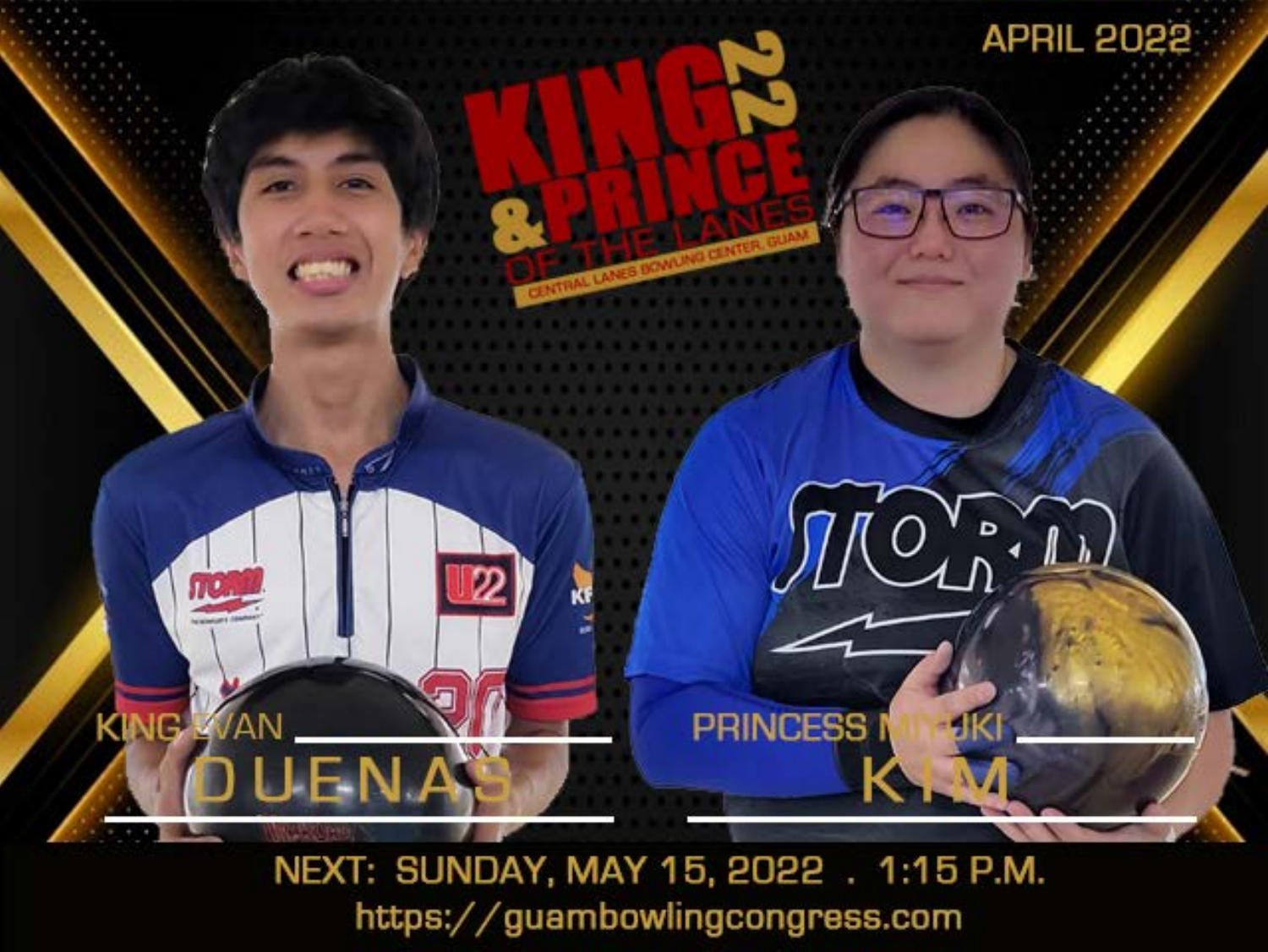APRIL 2022

# KING & PRINCE 22 OF THE LANES

CENTRAL LANES BOWLING CENTER, GUAM

KING EVAN **DUENAS**

PRINCESS MIYUKI **KIM**

NEXT: SUNDAY, MAY 15, 2022 . 1:15 P.M.

https://guambowlingcongress.com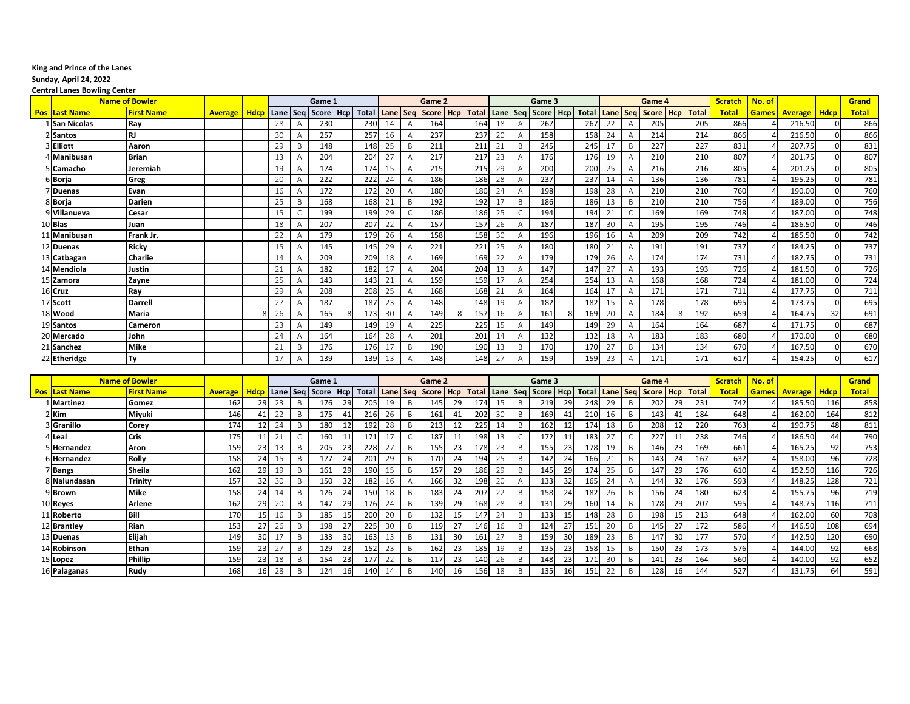**King and Prince of the Lanes**

**Sunday, April 24, 2022**

**Central Lanes Bowling Center**

| | Name of Bowler | | | | Game 1 | | | | | Game 2 | | | | | Game 3 | | | | | Game 4 | | | | | Scratch | No. of | | | Grand |
|---|---|---|---|---|---|---|---|---|---|---|---|---|---|---|---|---|---|---|---|---|---|---|---|---|---|---|---|---|---|
| Pos | Last Name | First Name | Average | Hdcp | Lane | Seq | Score | Hcp | Total | Lane | Seq | Score | Hcp | Total | Lane | Seq | Score | Hcp | Total | Lane | Seq | Score | Hcp | Total | Total | Games | Average | Hdcp | Total |
| 1 | San Nicolas | Ray | | | 28 | A | 230 | | 230 | 14 | A | 164 | | 164 | 18 | A | 267 | | 267 | 22 | A | 205 | | 205 | 866 | 4 | 216.50 | 0 | 866 |
| 2 | Santos | RJ | | | 30 | A | 257 | | 257 | 16 | A | 237 | | 237 | 20 | A | 158 | | 158 | 24 | A | 214 | | 214 | 866 | 4 | 216.50 | 0 | 866 |
| 3 | Elliott | Aaron | | | 29 | B | 148 | | 148 | 25 | B | 211 | | 211 | 21 | B | 245 | | 245 | 17 | B | 227 | | 227 | 831 | 4 | 207.75 | 0 | 831 |
| 4 | Manibusan | Brian | | | 13 | A | 204 | | 204 | 27 | A | 217 | | 217 | 23 | A | 176 | | 176 | 19 | A | 210 | | 210 | 807 | 4 | 201.75 | 0 | 807 |
| 5 | Camacho | Jeremiah | | | 19 | A | 174 | | 174 | 15 | A | 215 | | 215 | 29 | A | 200 | | 200 | 25 | A | 216 | | 216 | 805 | 4 | 201.25 | 0 | 805 |
| 6 | Borja | Greg | | | 20 | A | 222 | | 222 | 24 | A | 186 | | 186 | 28 | A | 237 | | 237 | 14 | A | 136 | | 136 | 781 | 4 | 195.25 | 0 | 781 |
| 7 | Duenas | Evan | | | 16 | A | 172 | | 172 | 20 | A | 180 | | 180 | 24 | A | 198 | | 198 | 28 | A | 210 | | 210 | 760 | 4 | 190.00 | 0 | 760 |
| 8 | Borja | Darien | | | 25 | B | 168 | | 168 | 21 | B | 192 | | 192 | 17 | B | 186 | | 186 | 13 | B | 210 | | 210 | 756 | 4 | 189.00 | 0 | 756 |
| 9 | Villanueva | Cesar | | | 15 | C | 199 | | 199 | 29 | C | 186 | | 186 | 25 | C | 194 | | 194 | 21 | C | 169 | | 169 | 748 | 4 | 187.00 | 0 | 748 |
| 10 | Blas | Juan | | | 18 | A | 207 | | 207 | 22 | A | 157 | | 157 | 26 | A | 187 | | 187 | 30 | A | 195 | | 195 | 746 | 4 | 186.50 | 0 | 746 |
| 11 | Manibusan | Frank Jr. | | | 22 | A | 179 | | 179 | 26 | A | 158 | | 158 | 30 | A | 196 | | 196 | 16 | A | 209 | | 209 | 742 | 4 | 185.50 | 0 | 742 |
| 12 | Duenas | Ricky | | | 15 | A | 145 | | 145 | 29 | A | 221 | | 221 | 25 | A | 180 | | 180 | 21 | A | 191 | | 191 | 737 | 4 | 184.25 | 0 | 737 |
| 13 | Catbagan | Charlie | | | 14 | A | 209 | | 209 | 18 | A | 169 | | 169 | 22 | A | 179 | | 179 | 26 | A | 174 | | 174 | 731 | 4 | 182.75 | 0 | 731 |
| 14 | Mendiola | Justin | | | 21 | A | 182 | | 182 | 17 | A | 204 | | 204 | 13 | A | 147 | | 147 | 27 | A | 193 | | 193 | 726 | 4 | 181.50 | 0 | 726 |
| 15 | Zamora | Zayne | | | 25 | A | 143 | | 143 | 21 | A | 159 | | 159 | 17 | A | 254 | | 254 | 13 | A | 168 | | 168 | 724 | 4 | 181.00 | 0 | 724 |
| 16 | Cruz | Ray | | | 29 | A | 208 | | 208 | 25 | A | 168 | | 168 | 21 | A | 164 | | 164 | 17 | A | 171 | | 171 | 711 | 4 | 177.75 | 0 | 711 |
| 17 | Scott | Darrell | | | 27 | A | 187 | | 187 | 23 | A | 148 | | 148 | 19 | A | 182 | | 182 | 15 | A | 178 | | 178 | 695 | 4 | 173.75 | 0 | 695 |
| 18 | Wood | Maria | | 8 | 26 | A | 165 | 8 | 173 | 30 | A | 149 | 8 | 157 | 16 | A | 161 | 8 | 169 | 20 | A | 184 | 8 | 192 | 659 | 4 | 164.75 | 32 | 691 |
| 19 | Santos | Cameron | | | 23 | A | 149 | | 149 | 19 | A | 225 | | 225 | 15 | A | 149 | | 149 | 29 | A | 164 | | 164 | 687 | 4 | 171.75 | 0 | 687 |
| 20 | Mercado | John | | | 24 | A | 164 | | 164 | 28 | A | 201 | | 201 | 14 | A | 132 | | 132 | 18 | A | 183 | | 183 | 680 | 4 | 170.00 | 0 | 680 |
| 21 | Sanchez | Mike | | | 21 | B | 176 | | 176 | 17 | B | 190 | | 190 | 13 | B | 170 | | 170 | 27 | B | 134 | | 134 | 670 | 4 | 167.50 | 0 | 670 |
| 22 | Etheridge | Ty | | | 17 | A | 139 | | 139 | 13 | A | 148 | | 148 | 27 | A | 159 | | 159 | 23 | A | 171 | | 171 | 617 | 4 | 154.25 | 0 | 617 |

| | Name of Bowler | | | | Game 1 | | | | | Game 2 | | | | | Game 3 | | | | | Game 4 | | | | | Scratch | No. of | | | Grand |
|---|---|---|---|---|---|---|---|---|---|---|---|---|---|---|---|---|---|---|---|---|---|---|---|---|---|---|---|---|---|
| Pos | Last Name | First Name | Average | Hdcp | Lane | Seq | Score | Hcp | Total | Lane | Seq | Score | Hcp | Total | Lane | Seq | Score | Hcp | Total | Lane | Seq | Score | Hcp | Total | Total | Games | Average | Hdcp | Total |
| 1 | Martinez | Gomez | 162 | 29 | 23 | B | 176 | 29 | 205 | 19 | B | 145 | 29 | 174 | 15 | B | 219 | 29 | 248 | 29 | B | 202 | 29 | 231 | 742 | 4 | 185.50 | 116 | 858 |
| 2 | Kim | Miyuki | 146 | 41 | 22 | B | 175 | 41 | 216 | 26 | B | 161 | 41 | 202 | 30 | B | 169 | 41 | 210 | 16 | B | 143 | 41 | 184 | 648 | 4 | 162.00 | 164 | 812 |
| 3 | Granillo | Corey | 174 | 12 | 24 | B | 180 | 12 | 192 | 28 | B | 213 | 12 | 225 | 14 | B | 162 | 12 | 174 | 18 | B | 208 | 12 | 220 | 763 | 4 | 190.75 | 48 | 811 |
| 4 | Leal | Cris | 175 | 11 | 21 | C | 160 | 11 | 171 | 17 | C | 187 | 11 | 198 | 13 | C | 172 | 11 | 183 | 27 | C | 227 | 11 | 238 | 746 | 4 | 186.50 | 44 | 790 |
| 5 | Hernandez | Aron | 159 | 23 | 13 | B | 205 | 23 | 228 | 27 | B | 155 | 23 | 178 | 23 | B | 155 | 23 | 178 | 19 | B | 146 | 23 | 169 | 661 | 4 | 165.25 | 92 | 753 |
| 6 | Hernandez | Rolly | 158 | 24 | 15 | B | 177 | 24 | 201 | 29 | B | 170 | 24 | 194 | 25 | B | 142 | 24 | 166 | 21 | B | 143 | 24 | 167 | 632 | 4 | 158.00 | 96 | 728 |
| 7 | Bangs | Sheila | 162 | 29 | 19 | B | 161 | 29 | 190 | 15 | B | 157 | 29 | 186 | 29 | B | 145 | 29 | 174 | 25 | B | 147 | 29 | 176 | 610 | 4 | 152.50 | 116 | 726 |
| 8 | Nalundasan | Trinity | 157 | 32 | 30 | B | 150 | 32 | 182 | 16 | A | 166 | 32 | 198 | 20 | A | 133 | 32 | 165 | 24 | A | 144 | 32 | 176 | 593 | 4 | 148.25 | 128 | 721 |
| 9 | Brown | Mike | 158 | 24 | 14 | B | 126 | 24 | 150 | 18 | B | 183 | 24 | 207 | 22 | B | 158 | 24 | 182 | 26 | B | 156 | 24 | 180 | 623 | 4 | 155.75 | 96 | 719 |
| 10 | Reyes | Arlene | 162 | 29 | 20 | B | 147 | 29 | 176 | 24 | B | 139 | 29 | 168 | 28 | B | 131 | 29 | 160 | 14 | B | 178 | 29 | 207 | 595 | 4 | 148.75 | 116 | 711 |
| 11 | Roberto | Bill | 170 | 15 | 16 | B | 185 | 15 | 200 | 20 | B | 132 | 15 | 147 | 24 | B | 133 | 15 | 148 | 28 | B | 198 | 15 | 213 | 648 | 4 | 162.00 | 60 | 708 |
| 12 | Brantley | Rian | 153 | 27 | 26 | B | 198 | 27 | 225 | 30 | B | 119 | 27 | 146 | 16 | B | 124 | 27 | 151 | 20 | B | 145 | 27 | 172 | 586 | 4 | 146.50 | 108 | 694 |
| 13 | Duenas | Elijah | 149 | 30 | 17 | B | 133 | 30 | 163 | 13 | B | 131 | 30 | 161 | 27 | B | 159 | 30 | 189 | 23 | B | 147 | 30 | 177 | 570 | 4 | 142.50 | 120 | 690 |
| 14 | Robinson | Ethan | 159 | 23 | 27 | B | 129 | 23 | 152 | 23 | B | 162 | 23 | 185 | 19 | B | 135 | 23 | 158 | 15 | B | 150 | 23 | 173 | 576 | 4 | 144.00 | 92 | 668 |
| 15 | Lopez | Phillip | 159 | 23 | 18 | B | 154 | 23 | 177 | 22 | B | 117 | 23 | 140 | 26 | B | 148 | 23 | 171 | 30 | B | 141 | 23 | 164 | 560 | 4 | 140.00 | 92 | 652 |
| 16 | Palaganas | Rudy | 168 | 16 | 28 | B | 124 | 16 | 140 | 14 | B | 140 | 16 | 156 | 18 | B | 135 | 16 | 151 | 22 | B | 128 | 16 | 144 | 527 | 4 | 131.75 | 64 | 591 |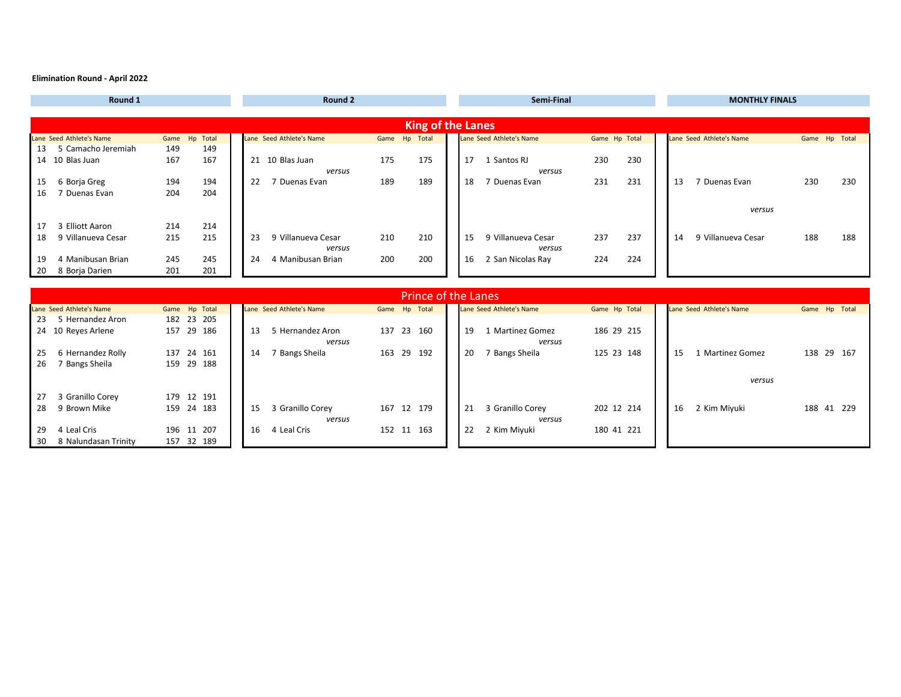**Elimination Round - April 2022**

## King of the Lanes

### Round 1

| Lane | Seed | Athlete's Name | Game | Hp | Total |
|---|---|---|---|---|---|
| 13 | 5 | Camacho Jeremiah | 149 | | 149 |
| 14 | 10 | Blas Juan | 167 | | 167 |
| 15 | 6 | Borja Greg | 194 | | 194 |
| 16 | 7 | Duenas Evan | 204 | | 204 |
| 17 | 3 | Elliott Aaron | 214 | | 214 |
| 18 | 9 | Villanueva Cesar | 215 | | 215 |
| 19 | 4 | Manibusan Brian | 245 | | 245 |
| 20 | 8 | Borja Darien | 201 | | 201 |

### Round 2

| Lane | Seed | Athlete's Name | Game | Hp | Total |
|---|---|---|---|---|---|
| 21 | 10 | Blas Juan | 175 | | 175 |
| | | *versus* | | | |
| 22 | 7 | Duenas Evan | 189 | | 189 |
| 23 | 9 | Villanueva Cesar | 210 | | 210 |
| | | *versus* | | | |
| 24 | 4 | Manibusan Brian | 200 | | 200 |

### Semi-Final

| Lane | Seed | Athlete's Name | Game | Hp | Total |
|---|---|---|---|---|---|
| 17 | 1 | Santos RJ | 230 | | 230 |
| | | *versus* | | | |
| 18 | 7 | Duenas Evan | 231 | | 231 |
| 15 | 9 | Villanueva Cesar | 237 | | 237 |
| | | *versus* | | | |
| 16 | 2 | San Nicolas Ray | 224 | | 224 |

### MONTHLY FINALS

| Lane | Seed | Athlete's Name | Game | Hp | Total |
|---|---|---|---|---|---|
| 13 | 7 | Duenas Evan | 230 | | 230 |
| | | *versus* | | | |
| 14 | 9 | Villanueva Cesar | 188 | | 188 |

## Prince of the Lanes

### Round 1

| Lane | Seed | Athlete's Name | Game | Hp | Total |
|---|---|---|---|---|---|
| 23 | 5 | Hernandez Aron | 182 | 23 | 205 |
| 24 | 10 | Reyes Arlene | 157 | 29 | 186 |
| 25 | 6 | Hernandez Rolly | 137 | 24 | 161 |
| 26 | 7 | Bangs Sheila | 159 | 29 | 188 |
| 27 | 3 | Granillo Corey | 179 | 12 | 191 |
| 28 | 9 | Brown Mike | 159 | 24 | 183 |
| 29 | 4 | Leal Cris | 196 | 11 | 207 |
| 30 | 8 | Nalundasan Trinity | 157 | 32 | 189 |

### Round 2

| Lane | Seed | Athlete's Name | Game | Hp | Total |
|---|---|---|---|---|---|
| 13 | 5 | Hernandez Aron | 137 | 23 | 160 |
| | | *versus* | | | |
| 14 | 7 | Bangs Sheila | 163 | 29 | 192 |
| 15 | 3 | Granillo Corey | 167 | 12 | 179 |
| | | *versus* | | | |
| 16 | 4 | Leal Cris | 152 | 11 | 163 |

### Semi-Final

| Lane | Seed | Athlete's Name | Game | Hp | Total |
|---|---|---|---|---|---|
| 19 | 1 | Martinez Gomez | 186 | 29 | 215 |
| | | *versus* | | | |
| 20 | 7 | Bangs Sheila | 125 | 23 | 148 |
| 21 | 3 | Granillo Corey | 202 | 12 | 214 |
| | | *versus* | | | |
| 22 | 2 | Kim Miyuki | 180 | 41 | 221 |

### MONTHLY FINALS

| Lane | Seed | Athlete's Name | Game | Hp | Total |
|---|---|---|---|---|---|
| 15 | 1 | Martinez Gomez | 138 | 29 | 167 |
| | | *versus* | | | |
| 16 | 2 | Kim Miyuki | 188 | 41 | 229 |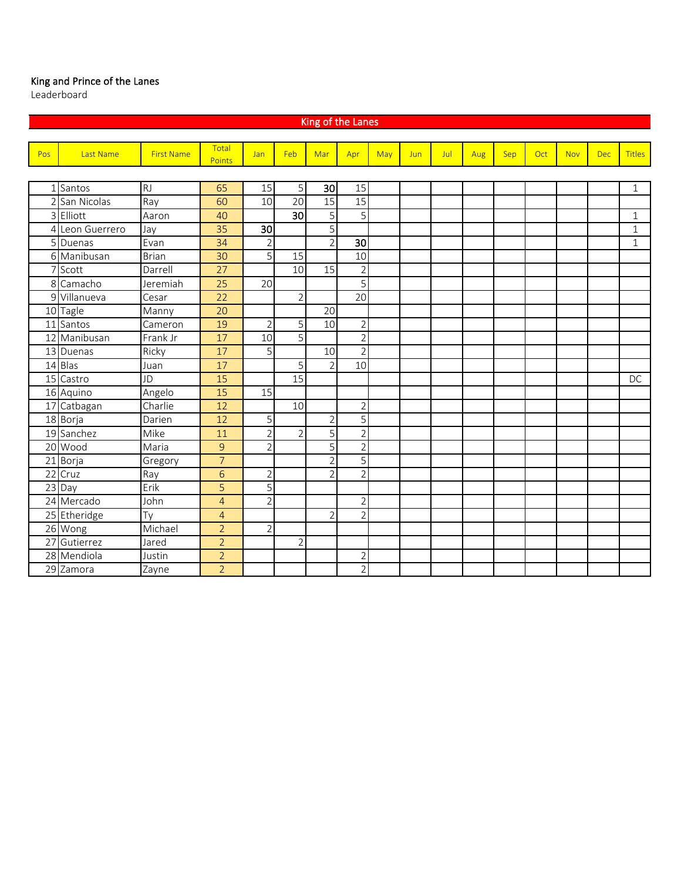King and Prince of the Lanes

Leaderboard

## King of the Lanes

| Pos | Last Name | First Name | Total Points | Jan | Feb | Mar | Apr | May | Jun | Jul | Aug | Sep | Oct | Nov | Dec | Titles |
|---|---|---|---|---|---|---|---|---|---|---|---|---|---|---|---|---|
| 1 | Santos | RJ | 65 | 15 | 5 | **30** | 15 | | | | | | | | | 1 |
| 2 | San Nicolas | Ray | 60 | 10 | 20 | 15 | 15 | | | | | | | | | |
| 3 | Elliott | Aaron | 40 | | **30** | 5 | 5 | | | | | | | | | 1 |
| 4 | Leon Guerrero | Jay | 35 | **30** | | 5 | | | | | | | | | | 1 |
| 5 | Duenas | Evan | 34 | 2 | | 2 | **30** | | | | | | | | | 1 |
| 6 | Manibusan | Brian | 30 | 5 | 15 | | 10 | | | | | | | | | |
| 7 | Scott | Darrell | 27 | | 10 | 15 | 2 | | | | | | | | | |
| 8 | Camacho | Jeremiah | 25 | 20 | | | 5 | | | | | | | | | |
| 9 | Villanueva | Cesar | 22 | | 2 | | 20 | | | | | | | | | |
| 10 | Tagle | Manny | 20 | | | 20 | | | | | | | | | | |
| 11 | Santos | Cameron | 19 | 2 | 5 | 10 | 2 | | | | | | | | | |
| 12 | Manibusan | Frank Jr | 17 | 10 | 5 | | 2 | | | | | | | | | |
| 13 | Duenas | Ricky | 17 | 5 | | 10 | 2 | | | | | | | | | |
| 14 | Blas | Juan | 17 | | 5 | 2 | 10 | | | | | | | | | |
| 15 | Castro | JD | 15 | | 15 | | | | | | | | | | | DC |
| 16 | Aquino | Angelo | 15 | 15 | | | | | | | | | | | | |
| 17 | Catbagan | Charlie | 12 | | 10 | | 2 | | | | | | | | | |
| 18 | Borja | Darien | 12 | 5 | | 2 | 5 | | | | | | | | | |
| 19 | Sanchez | Mike | 11 | 2 | 2 | 5 | 2 | | | | | | | | | |
| 20 | Wood | Maria | 9 | 2 | | 5 | 2 | | | | | | | | | |
| 21 | Borja | Gregory | 7 | | | 2 | 5 | | | | | | | | | |
| 22 | Cruz | Ray | 6 | 2 | | 2 | 2 | | | | | | | | | |
| 23 | Day | Erik | 5 | 5 | | | | | | | | | | | | |
| 24 | Mercado | John | 4 | 2 | | | 2 | | | | | | | | | |
| 25 | Etheridge | Ty | 4 | | | 2 | 2 | | | | | | | | | |
| 26 | Wong | Michael | 2 | 2 | | | | | | | | | | | | |
| 27 | Gutierrez | Jared | 2 | | 2 | | | | | | | | | | | |
| 28 | Mendiola | Justin | 2 | | | | 2 | | | | | | | | | |
| 29 | Zamora | Zayne | 2 | | | | 2 | | | | | | | | | |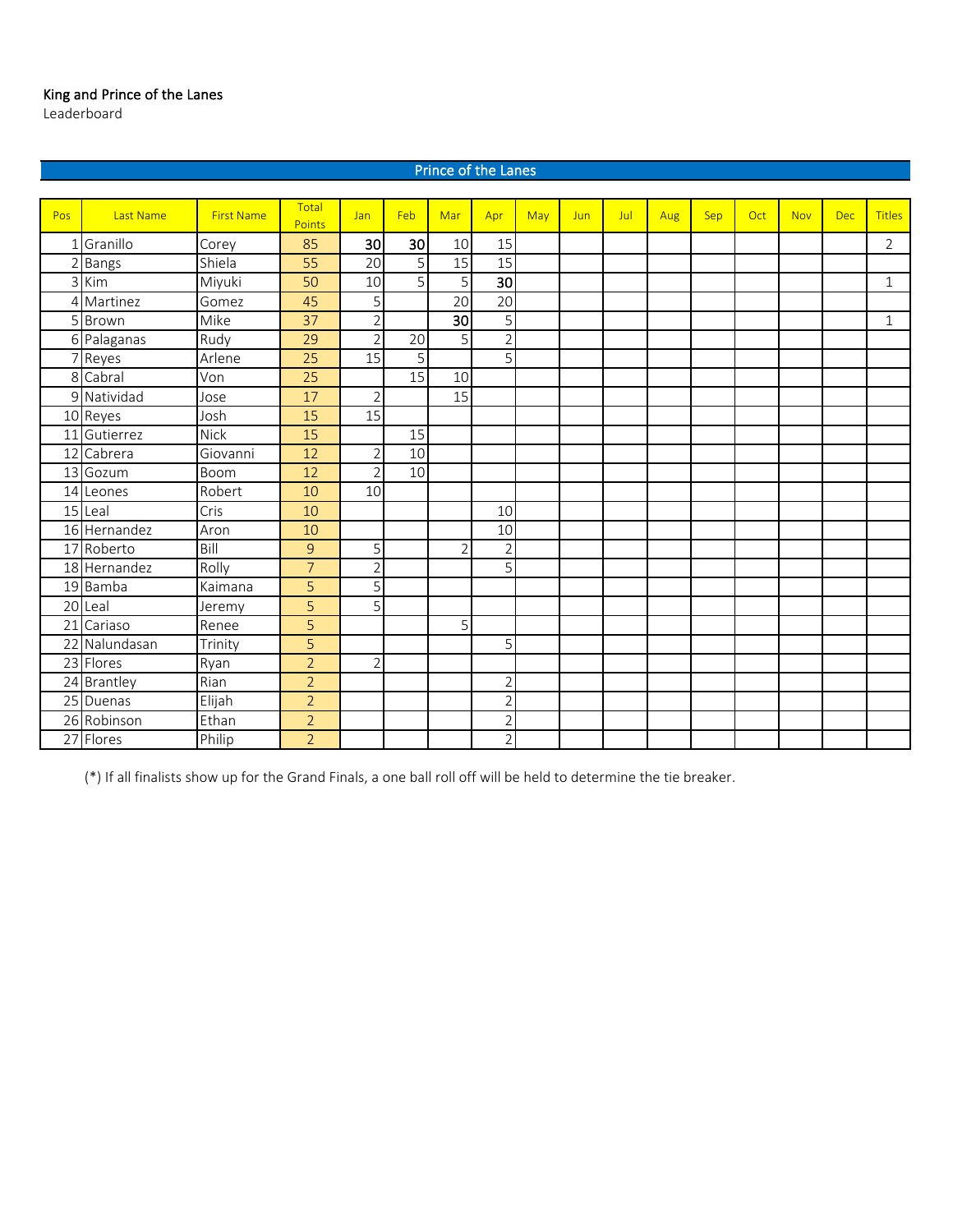King and Prince of the Lanes
Leaderboard

## Prince of the Lanes

| Pos | Last Name | First Name | Total Points | Jan | Feb | Mar | Apr | May | Jun | Jul | Aug | Sep | Oct | Nov | Dec | Titles |
|---|---|---|---|---|---|---|---|---|---|---|---|---|---|---|---|---|
| 1 | Granillo | Corey | 85 | **30** | **30** | 10 | 15 | | | | | | | | | 2 |
| 2 | Bangs | Shiela | 55 | 20 | 5 | 15 | 15 | | | | | | | | | |
| 3 | Kim | Miyuki | 50 | 10 | 5 | 5 | **30** | | | | | | | | | 1 |
| 4 | Martinez | Gomez | 45 | 5 | | 20 | 20 | | | | | | | | | |
| 5 | Brown | Mike | 37 | 2 | | **30** | 5 | | | | | | | | | 1 |
| 6 | Palaganas | Rudy | 29 | 2 | 20 | 5 | 2 | | | | | | | | | |
| 7 | Reyes | Arlene | 25 | 15 | 5 | | 5 | | | | | | | | | |
| 8 | Cabral | Von | 25 | | 15 | 10 | | | | | | | | | | |
| 9 | Natividad | Jose | 17 | 2 | | 15 | | | | | | | | | | |
| 10 | Reyes | Josh | 15 | 15 | | | | | | | | | | | | |
| 11 | Gutierrez | Nick | 15 | | 15 | | | | | | | | | | | |
| 12 | Cabrera | Giovanni | 12 | 2 | 10 | | | | | | | | | | | |
| 13 | Gozum | Boom | 12 | 2 | 10 | | | | | | | | | | | |
| 14 | Leones | Robert | 10 | 10 | | | | | | | | | | | | |
| 15 | Leal | Cris | 10 | | | | 10 | | | | | | | | | |
| 16 | Hernandez | Aron | 10 | | | | 10 | | | | | | | | | |
| 17 | Roberto | Bill | 9 | 5 | | 2 | 2 | | | | | | | | | |
| 18 | Hernandez | Rolly | 7 | 2 | | | 5 | | | | | | | | | |
| 19 | Bamba | Kaimana | 5 | 5 | | | | | | | | | | | | |
| 20 | Leal | Jeremy | 5 | 5 | | | | | | | | | | | | |
| 21 | Cariaso | Renee | 5 | | | 5 | | | | | | | | | | |
| 22 | Nalundasan | Trinity | 5 | | | | 5 | | | | | | | | | |
| 23 | Flores | Ryan | 2 | 2 | | | | | | | | | | | | |
| 24 | Brantley | Rian | 2 | | | | 2 | | | | | | | | | |
| 25 | Duenas | Elijah | 2 | | | | 2 | | | | | | | | | |
| 26 | Robinson | Ethan | 2 | | | | 2 | | | | | | | | | |
| 27 | Flores | Philip | 2 | | | | 2 | | | | | | | | | |

(*) If all finalists show up for the Grand Finals, a one ball roll off will be held to determine the tie breaker.